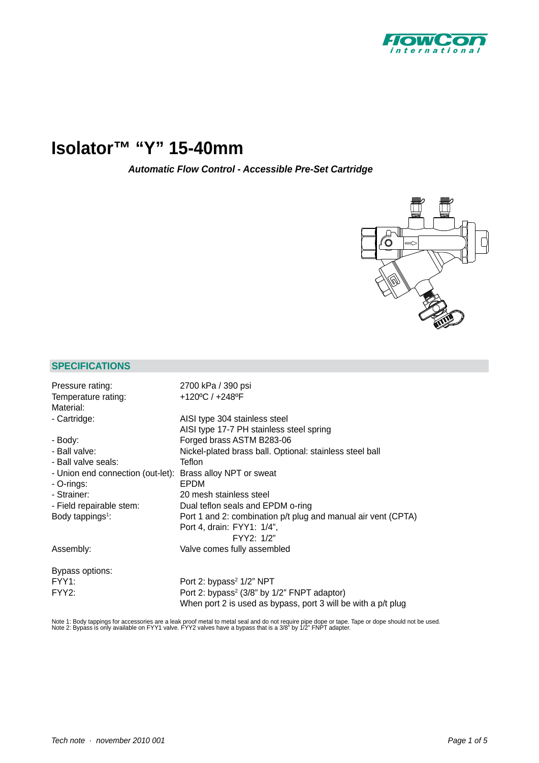# Isolator™ "Y" 15-40mm

***Automatic Flow Control - Accessible Pre-Set Cartridge***

## SPECIFICATIONS

| | |
|---|---|
| Pressure rating: | 2700 kPa / 390 psi |
| Temperature rating: | +120ºC / +248ºF |
| Material: | |
| - Cartridge: | AISI type 304 stainless steel<br>AISI type 17-7 PH stainless steel spring |
| - Body: | Forged brass ASTM B283-06 |
| - Ball valve: | Nickel-plated brass ball. Optional: stainless steel ball |
| - Ball valve seals: | Teflon |
| - Union end connection (out-let): | Brass alloy NPT or sweat |
| - O-rings: | EPDM |
| - Strainer: | 20 mesh stainless steel |
| - Field repairable stem: | Dual teflon seals and EPDM o-ring |
| Body tappings[1]: | Port 1 and 2: combination p/t plug and manual air vent (CPTA)<br>Port 4, drain: FYY1: 1/4",<br>FYY2: 1/2" |
| Assembly: | Valve comes fully assembled |

| | |
|---|---|
| Bypass options: | |
| FYY1: | Port 2: bypass[2] 1/2" NPT |
| FYY2: | Port 2: bypass[2] (3/8" by 1/2" FNPT adaptor)<br>When port 2 is used as bypass, port 3 will be with a p/t plug |

Note 1: Body tappings for accessories are a leak proof metal to metal seal and do not require pipe dope or tape. Tape or dope should not be used.
Note 2: Bypass is only available on FYY1 valve. FYY2 valves have a bypass that is a 3/8" by 1/2" FNPT adapter.

*Tech note · november 2010 001*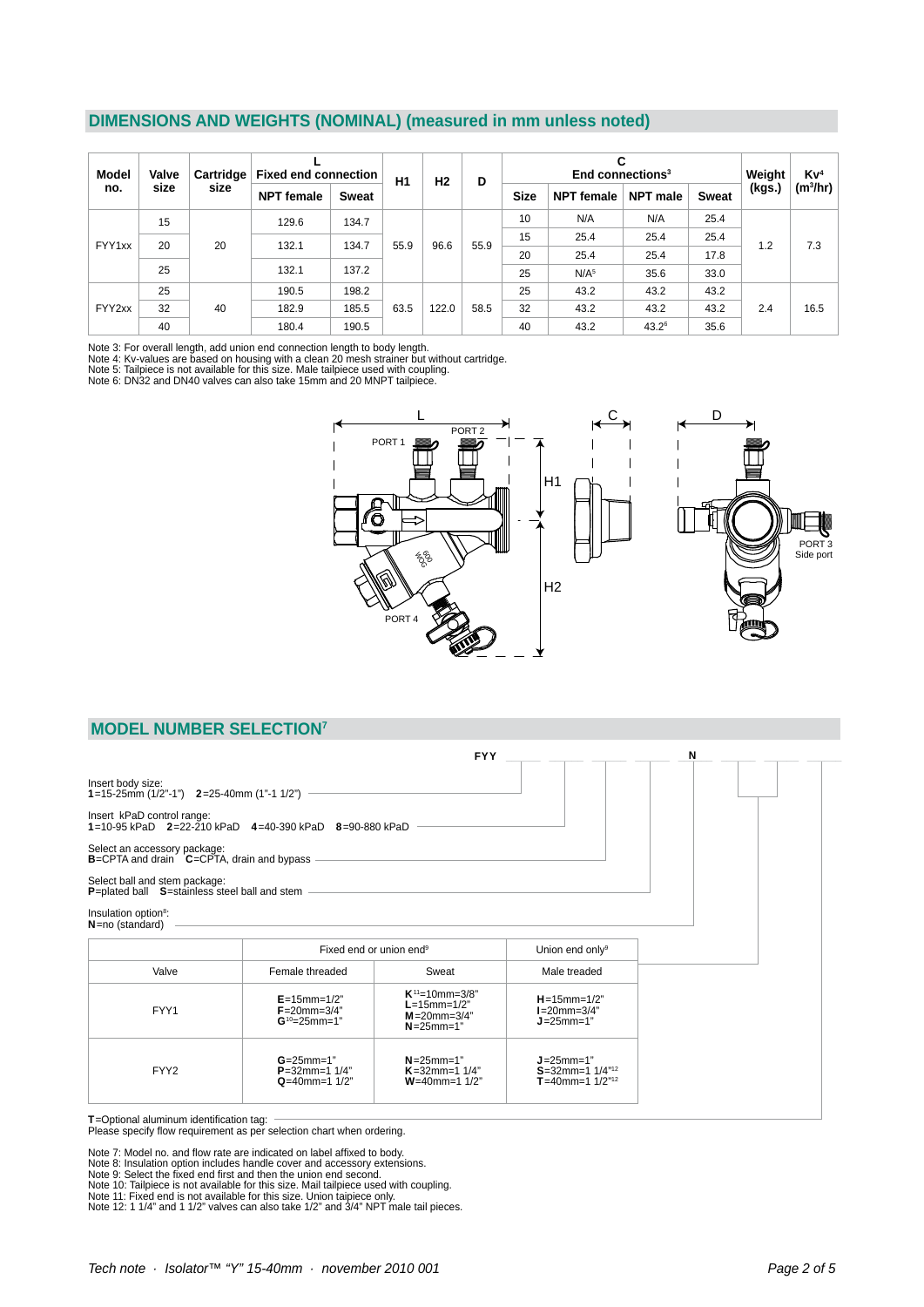## DIMENSIONS AND WEIGHTS (NOMINAL) (measured in mm unless noted)

| Model no. | Valve size | Cartridge size | L Fixed end connection NPT female | L Fixed end connection Sweat | H1 | H2 | D | C End connections[3] Size | C NPT female | C NPT male | C Sweat | Weight (kgs.) | Kv[4] ($m^3/hr$) |
|---|---|---|---|---|---|---|---|---|---|---|---|---|---|
| FYY1xx | 15 | 20 | 129.6 | 134.7 | 55.9 | 96.6 | 55.9 | 10 | N/A | N/A | 25.4 | 1.2 | 7.3 |
| | 20 | | 132.1 | 134.7 | | | | 15 | 25.4 | 25.4 | 25.4 | | |
| | | | | | | | | 20 | 25.4 | 25.4 | 17.8 | | |
| | 25 | | 132.1 | 137.2 | | | | 25 | N/A[5] | 35.6 | 33.0 | | |
| FYY2xx | 25 | 40 | 190.5 | 198.2 | 63.5 | 122.0 | 58.5 | 25 | 43.2 | 43.2 | 43.2 | 2.4 | 16.5 |
| | 32 | | 182.9 | 185.5 | | | | 32 | 43.2 | 43.2 | 43.2 | | |
| | 40 | | 180.4 | 190.5 | | | | 40 | 43.2 | 43.2[6] | 35.6 | | |

Note 3: For overall length, add union end connection length to body length.
Note 4: Kv-values are based on housing with a clean 20 mesh strainer but without cartridge.
Note 5: Tailpiece is not available for this size. Male tailpiece used with coupling.
Note 6: DN32 and DN40 valves can also take 15mm and 20 MNPT tailpiece.

## MODEL NUMBER SELECTION[7]

FYY _ _ _ _ N _ _ _

Insert body size:
**1**=15-25mm (1/2"-1")  **2**=25-40mm (1"-1 1/2")

Insert kPaD control range:
**1**=10-95 kPaD  **2**=22-210 kPaD  **4**=40-390 kPaD  **8**=90-880 kPaD

Select an accessory package:
**B**=CPTA and drain  **C**=CPTA, drain and bypass

Select ball and stem package:
**P**=plated ball  **S**=stainless steel ball and stem

Insulation option[8]:
**N**=no (standard)

| Valve | Fixed end or union end[9] Female threaded | Fixed end or union end[9] Sweat | Union end only[9] Male treaded |
|---|---|---|---|
| FYY1 | **E**=15mm=1/2"<br>**F**=20mm=3/4"<br>**G**[10]=25mm=1" | **K**[11]=10mm=3/8"<br>**L**=15mm=1/2"<br>**M**=20mm=3/4"<br>**N**=25mm=1" | **H**=15mm=1/2"<br>**I**=20mm=3/4"<br>**J**=25mm=1" |
| FYY2 | **G**=25mm=1"<br>**P**=32mm=1 1/4"<br>**Q**=40mm=1 1/2" | **N**=25mm=1"<br>**K**=32mm=1 1/4"<br>**W**=40mm=1 1/2" | **J**=25mm=1"<br>**S**=32mm=1 1/4"[12]<br>**T**=40mm=1 1/2"[12] |

**T**=Optional aluminum identification tag:
Please specify flow requirement as per selection chart when ordering.

Note 7: Model no. and flow rate are indicated on label affixed to body.
Note 8: Insulation option includes handle cover and accessory extensions.
Note 9: Select the fixed end first and then the union end second.
Note 10: Tailpiece is not available for this size. Mail tailpiece used with coupling.
Note 11: Fixed end is not available for this size. Union taipiece only.
Note 12: 1 1/4" and 1 1/2" valves can also take 1/2" and 3/4" NPT male tail pieces.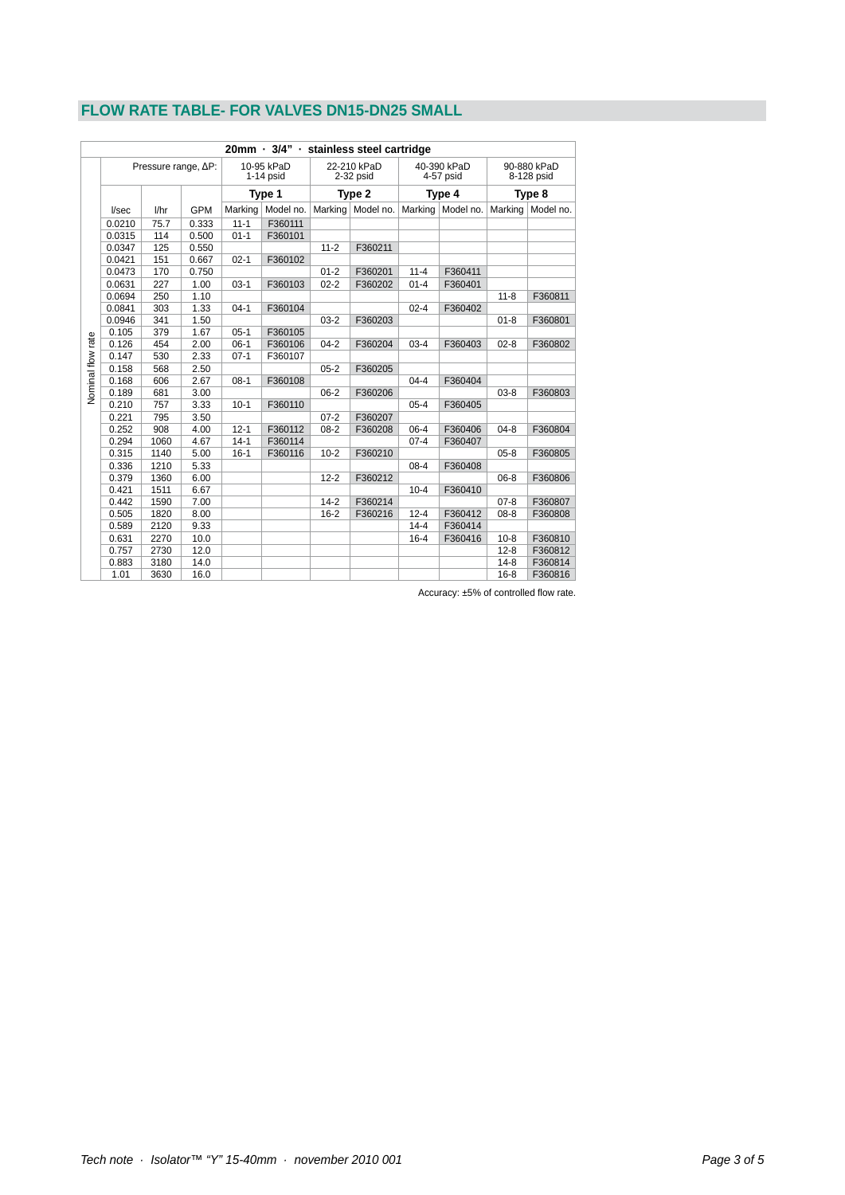## FLOW RATE TABLE- FOR VALVES DN15-DN25 SMALL

| 20mm · 3/4" · stainless steel cartridge | | | | | | | | | | |
|---|---|---|---|---|---|---|---|---|---|---|
| Pressure range, ΔP: | | | 10-95 kPaD 1-14 psid | | 22-210 kPaD 2-32 psid | | 40-390 kPaD 4-57 psid | | 90-880 kPaD 8-128 psid | |
| | | | Type 1 | | Type 2 | | Type 4 | | Type 8 | |
| l/sec | l/hr | GPM | Marking | Model no. | Marking | Model no. | Marking | Model no. | Marking | Model no. |
| 0.0210 | 75.7 | 0.333 | 11-1 | F360111 | | | | | | |
| 0.0315 | 114 | 0.500 | 01-1 | F360101 | | | | | | |
| 0.0347 | 125 | 0.550 | | | 11-2 | F360211 | | | | |
| 0.0421 | 151 | 0.667 | 02-1 | F360102 | | | | | | |
| 0.0473 | 170 | 0.750 | | | 01-2 | F360201 | 11-4 | F360411 | | |
| 0.0631 | 227 | 1.00 | 03-1 | F360103 | 02-2 | F360202 | 01-4 | F360401 | | |
| 0.0694 | 250 | 1.10 | | | | | | | 11-8 | F360811 |
| 0.0841 | 303 | 1.33 | 04-1 | F360104 | | | 02-4 | F360402 | | |
| 0.0946 | 341 | 1.50 | | | 03-2 | F360203 | | | 01-8 | F360801 |
| 0.105 | 379 | 1.67 | 05-1 | F360105 | | | | | | |
| 0.126 | 454 | 2.00 | 06-1 | F360106 | 04-2 | F360204 | 03-4 | F360403 | 02-8 | F360802 |
| 0.147 | 530 | 2.33 | 07-1 | F360107 | | | | | | |
| 0.158 | 568 | 2.50 | | | 05-2 | F360205 | | | | |
| 0.168 | 606 | 2.67 | 08-1 | F360108 | | | 04-4 | F360404 | | |
| 0.189 | 681 | 3.00 | | | 06-2 | F360206 | | | 03-8 | F360803 |
| 0.210 | 757 | 3.33 | 10-1 | F360110 | | | 05-4 | F360405 | | |
| 0.221 | 795 | 3.50 | | | 07-2 | F360207 | | | | |
| 0.252 | 908 | 4.00 | 12-1 | F360112 | 08-2 | F360208 | 06-4 | F360406 | 04-8 | F360804 |
| 0.294 | 1060 | 4.67 | 14-1 | F360114 | | | 07-4 | F360407 | | |
| 0.315 | 1140 | 5.00 | 16-1 | F360116 | 10-2 | F360210 | | | 05-8 | F360805 |
| 0.336 | 1210 | 5.33 | | | | | 08-4 | F360408 | | |
| 0.379 | 1360 | 6.00 | | | 12-2 | F360212 | | | 06-8 | F360806 |
| 0.421 | 1511 | 6.67 | | | | | 10-4 | F360410 | | |
| 0.442 | 1590 | 7.00 | | | 14-2 | F360214 | | | 07-8 | F360807 |
| 0.505 | 1820 | 8.00 | | | 16-2 | F360216 | 12-4 | F360412 | 08-8 | F360808 |
| 0.589 | 2120 | 9.33 | | | | | 14-4 | F360414 | | |
| 0.631 | 2270 | 10.0 | | | | | 16-4 | F360416 | 10-8 | F360810 |
| 0.757 | 2730 | 12.0 | | | | | | | 12-8 | F360812 |
| 0.883 | 3180 | 14.0 | | | | | | | 14-8 | F360814 |
| 1.01 | 3630 | 16.0 | | | | | | | 16-8 | F360816 |

Nominal flow rate

Accuracy: ±5% of controlled flow rate.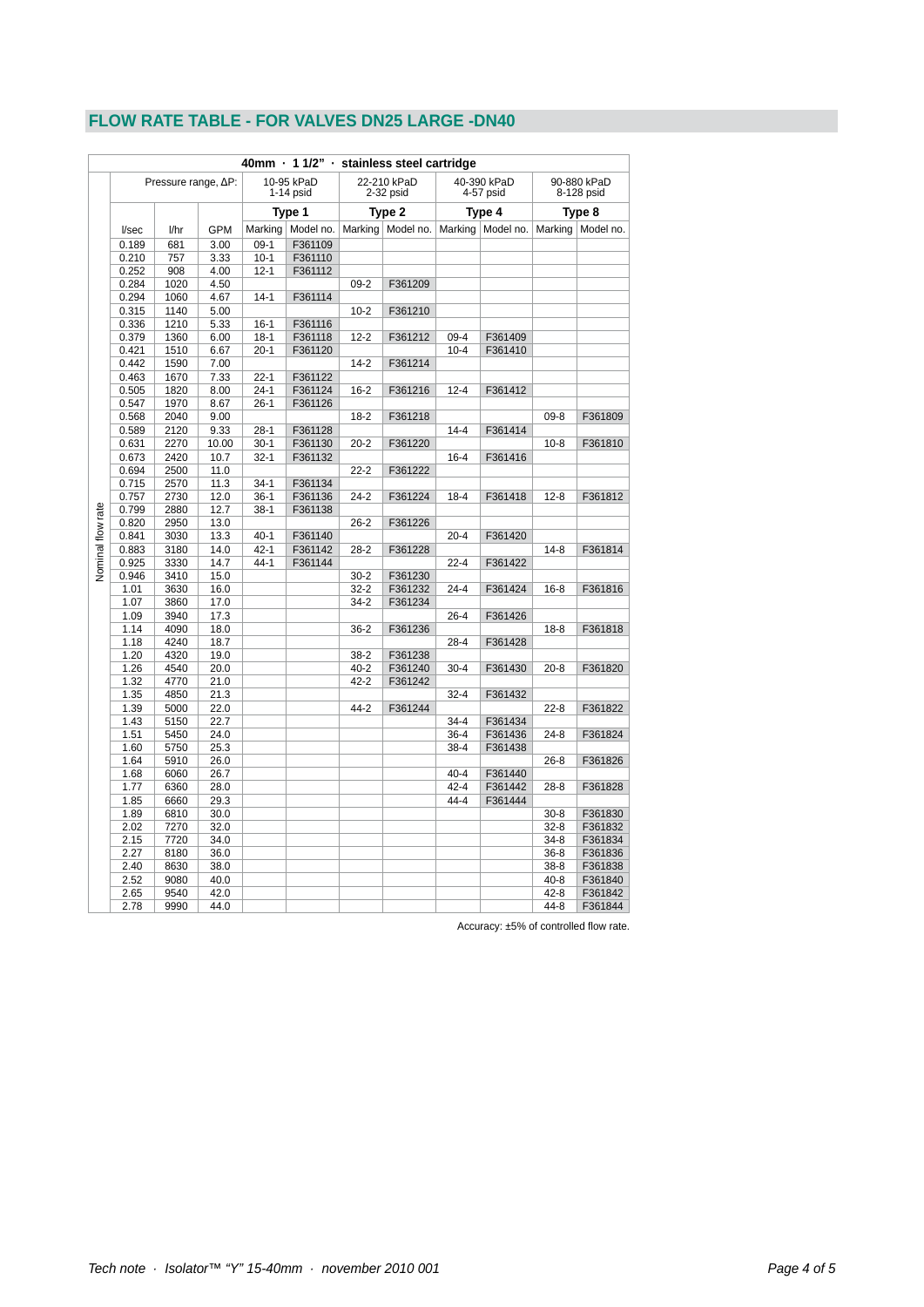## FLOW RATE TABLE - FOR VALVES DN25 LARGE -DN40

| 40mm · 1 1/2" · stainless steel cartridge | | | | | | | | | | | |
|---|---|---|---|---|---|---|---|---|---|---|---|
| Pressure range, ΔP: | | | 10-95 kPaD 1-14 psid | | 22-210 kPaD 2-32 psid | | 40-390 kPaD 4-57 psid | | 90-880 kPaD 8-128 psid | | |
| | | | Type 1 | | Type 2 | | Type 4 | | Type 8 | | |
| l/sec | l/hr | GPM | Marking | Model no. | Marking | Model no. | Marking | Model no. | Marking | Model no. | |
| 0.189 | 681 | 3.00 | 09-1 | F361109 | | | | | | | |
| 0.210 | 757 | 3.33 | 10-1 | F361110 | | | | | | | |
| 0.252 | 908 | 4.00 | 12-1 | F361112 | | | | | | | |
| 0.284 | 1020 | 4.50 | | | 09-2 | F361209 | | | | | |
| 0.294 | 1060 | 4.67 | 14-1 | F361114 | | | | | | | |
| 0.315 | 1140 | 5.00 | | | 10-2 | F361210 | | | | | |
| 0.336 | 1210 | 5.33 | 16-1 | F361116 | | | | | | | |
| 0.379 | 1360 | 6.00 | 18-1 | F361118 | 12-2 | F361212 | 09-4 | F361409 | | | |
| 0.421 | 1510 | 6.67 | 20-1 | F361120 | | | 10-4 | F361410 | | | |
| 0.442 | 1590 | 7.00 | | | 14-2 | F361214 | | | | | |
| 0.463 | 1670 | 7.33 | 22-1 | F361122 | | | | | | | |
| 0.505 | 1820 | 8.00 | 24-1 | F361124 | 16-2 | F361216 | 12-4 | F361412 | | | |
| 0.547 | 1970 | 8.67 | 26-1 | F361126 | | | | | | | |
| 0.568 | 2040 | 9.00 | | | 18-2 | F361218 | | | 09-8 | F361809 | |
| 0.589 | 2120 | 9.33 | 28-1 | F361128 | | | 14-4 | F361414 | | | |
| 0.631 | 2270 | 10.00 | 30-1 | F361130 | 20-2 | F361220 | | | 10-8 | F361810 | |
| 0.673 | 2420 | 10.7 | 32-1 | F361132 | | | 16-4 | F361416 | | | |
| 0.694 | 2500 | 11.0 | | | 22-2 | F361222 | | | | | |
| 0.715 | 2570 | 11.3 | 34-1 | F361134 | | | | | | | |
| 0.757 | 2730 | 12.0 | 36-1 | F361136 | 24-2 | F361224 | 18-4 | F361418 | 12-8 | F361812 | |
| 0.799 | 2880 | 12.7 | 38-1 | F361138 | | | | | | | |
| 0.820 | 2950 | 13.0 | | | 26-2 | F361226 | | | | | |
| 0.841 | 3030 | 13.3 | 40-1 | F361140 | | | 20-4 | F361420 | | | |
| 0.883 | 3180 | 14.0 | 42-1 | F361142 | 28-2 | F361228 | | | 14-8 | F361814 | |
| 0.925 | 3330 | 14.7 | 44-1 | F361144 | | | 22-4 | F361422 | | | |
| 0.946 | 3410 | 15.0 | | | 30-2 | F361230 | | | | | |
| 1.01 | 3630 | 16.0 | | | 32-2 | F361232 | 24-4 | F361424 | 16-8 | F361816 | |
| 1.07 | 3860 | 17.0 | | | 34-2 | F361234 | | | | | |
| 1.09 | 3940 | 17.3 | | | | | 26-4 | F361426 | | | |
| 1.14 | 4090 | 18.0 | | | 36-2 | F361236 | | | 18-8 | F361818 | |
| 1.18 | 4240 | 18.7 | | | | | 28-4 | F361428 | | | |
| 1.20 | 4320 | 19.0 | | | 38-2 | F361238 | | | | | |
| 1.26 | 4540 | 20.0 | | | 40-2 | F361240 | 30-4 | F361430 | 20-8 | F361820 | |
| 1.32 | 4770 | 21.0 | | | 42-2 | F361242 | | | | | |
| 1.35 | 4850 | 21.3 | | | | | 32-4 | F361432 | | | |
| 1.39 | 5000 | 22.0 | | | 44-2 | F361244 | | | 22-8 | F361822 | |
| 1.43 | 5150 | 22.7 | | | | | 34-4 | F361434 | | | |
| 1.51 | 5450 | 24.0 | | | | | 36-4 | F361436 | 24-8 | F361824 | |
| 1.60 | 5750 | 25.3 | | | | | 38-4 | F361438 | | | |
| 1.64 | 5910 | 26.0 | | | | | | | 26-8 | F361826 | |
| 1.68 | 6060 | 26.7 | | | | | 40-4 | F361440 | | | |
| 1.77 | 6360 | 28.0 | | | | | 42-4 | F361442 | 28-8 | F361828 | |
| 1.85 | 6660 | 29.3 | | | | | 44-4 | F361444 | | | |
| 1.89 | 6810 | 30.0 | | | | | | | 30-8 | F361830 | |
| 2.02 | 7270 | 32.0 | | | | | | | 32-8 | F361832 | |
| 2.15 | 7720 | 34.0 | | | | | | | 34-8 | F361834 | |
| 2.27 | 8180 | 36.0 | | | | | | | 36-8 | F361836 | |
| 2.40 | 8630 | 38.0 | | | | | | | 38-8 | F361838 | |
| 2.52 | 9080 | 40.0 | | | | | | | 40-8 | F361840 | |
| 2.65 | 9540 | 42.0 | | | | | | | 42-8 | F361842 | |
| 2.78 | 9990 | 44.0 | | | | | | | 44-8 | F361844 | |

Nominal flow rate

Accuracy: ±5% of controlled flow rate.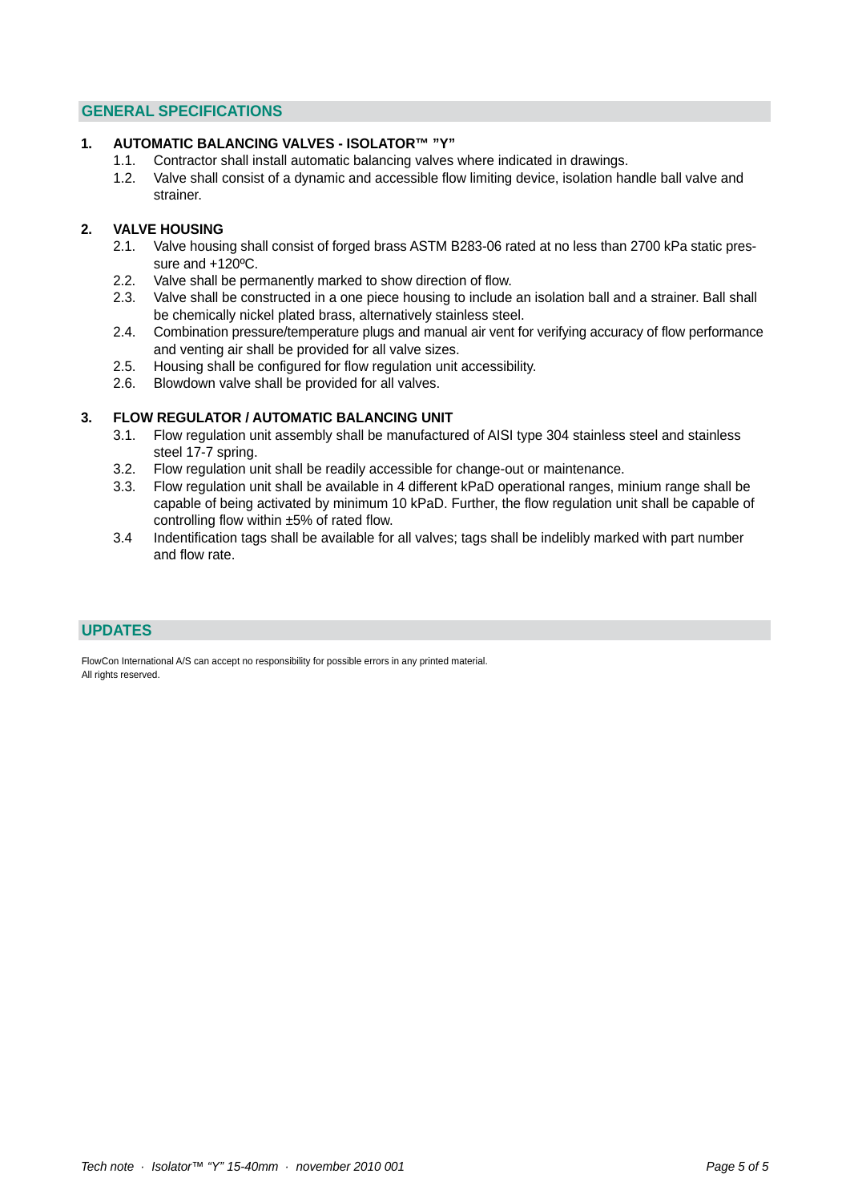## GENERAL SPECIFICATIONS

**1. AUTOMATIC BALANCING VALVES - ISOLATOR™ "Y"**

1.1. Contractor shall install automatic balancing valves where indicated in drawings.
1.2. Valve shall consist of a dynamic and accessible flow limiting device, isolation handle ball valve and strainer.

**2. VALVE HOUSING**

2.1. Valve housing shall consist of forged brass ASTM B283-06 rated at no less than 2700 kPa static pressure and +120ºC.
2.2. Valve shall be permanently marked to show direction of flow.
2.3. Valve shall be constructed in a one piece housing to include an isolation ball and a strainer. Ball shall be chemically nickel plated brass, alternatively stainless steel.
2.4. Combination pressure/temperature plugs and manual air vent for verifying accuracy of flow performance and venting air shall be provided for all valve sizes.
2.5. Housing shall be configured for flow regulation unit accessibility.
2.6. Blowdown valve shall be provided for all valves.

**3. FLOW REGULATOR / AUTOMATIC BALANCING UNIT**

3.1. Flow regulation unit assembly shall be manufactured of AISI type 304 stainless steel and stainless steel 17-7 spring.
3.2. Flow regulation unit shall be readily accessible for change-out or maintenance.
3.3. Flow regulation unit shall be available in 4 different kPaD operational ranges, minium range shall be capable of being activated by minimum 10 kPaD. Further, the flow regulation unit shall be capable of controlling flow within ±5% of rated flow.
3.4 Indentification tags shall be available for all valves; tags shall be indelibly marked with part number and flow rate.

## UPDATES

FlowCon International A/S can accept no responsibility for possible errors in any printed material.
All rights reserved.